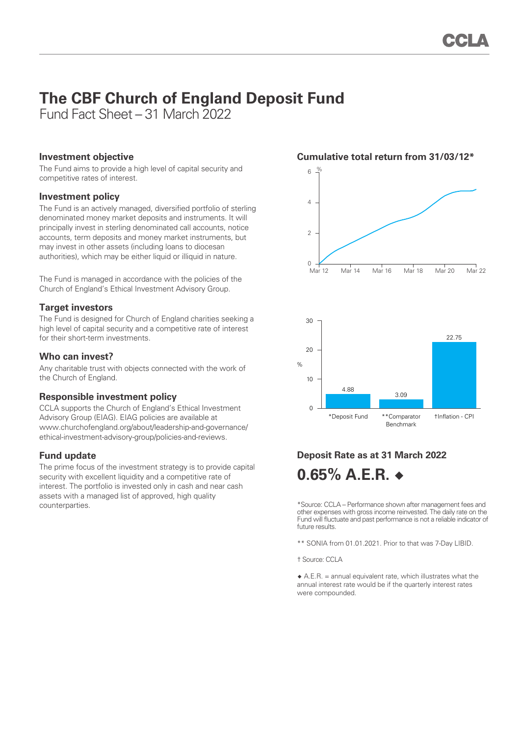# The CBF Church of England Deposit Fund

Fund Fact Sheet – 31 March 2022

## Investment objective

The Fund aims to provide a high level of capital security and competitive rates of interest.

## Investment policy

The Fund is an actively managed, diversified portfolio of sterling denominated money market deposits and instruments. It will principally invest in sterling denominated call accounts, notice accounts, term deposits and money market instruments, but may invest in other assets (including loans to diocesan authorities), which may be either liquid or illiquid in nature.

The Fund is managed in accordance with the policies of the Church of England's Ethical Investment Advisory Group.

## Target investors

The Fund is designed for Church of England charities seeking a high level of capital security and a competitive rate of interest for their short-term investments.

## Who can invest?

Any charitable trust with objects connected with the work of the Church of England.

## Responsible investment policy

CCLA supports the Church of England's Ethical Investment Advisory Group (EIAG). EIAG policies are available at www.churchofengland.org/about/leadership-and-governance/ethical-investment-advisory-group/policies-and-reviews.

## Fund update

The prime focus of the investment strategy is to provide capital security with excellent liquidity and a competitive rate of interest. The portfolio is invested only in cash and near cash assets with a managed list of approved, high quality counterparties.

## Cumulative total return from 31/03/12*

| | % |
|---|---|
| *Deposit Fund | 4.88 |
| **Comparator Benchmark | 3.09 |
| †Inflation - CPI | 22.75 |

## Deposit Rate as at 31 March 2022

**0.65% A.E.R. ◆**

*Source: CCLA – Performance shown after management fees and other expenses with gross income reinvested. The daily rate on the Fund will fluctuate and past performance is not a reliable indicator of future results.

** SONIA from 01.01.2021. Prior to that was 7-Day LIBID.

† Source: CCLA

◆ A.E.R. = annual equivalent rate, which illustrates what the annual interest rate would be if the quarterly interest rates were compounded.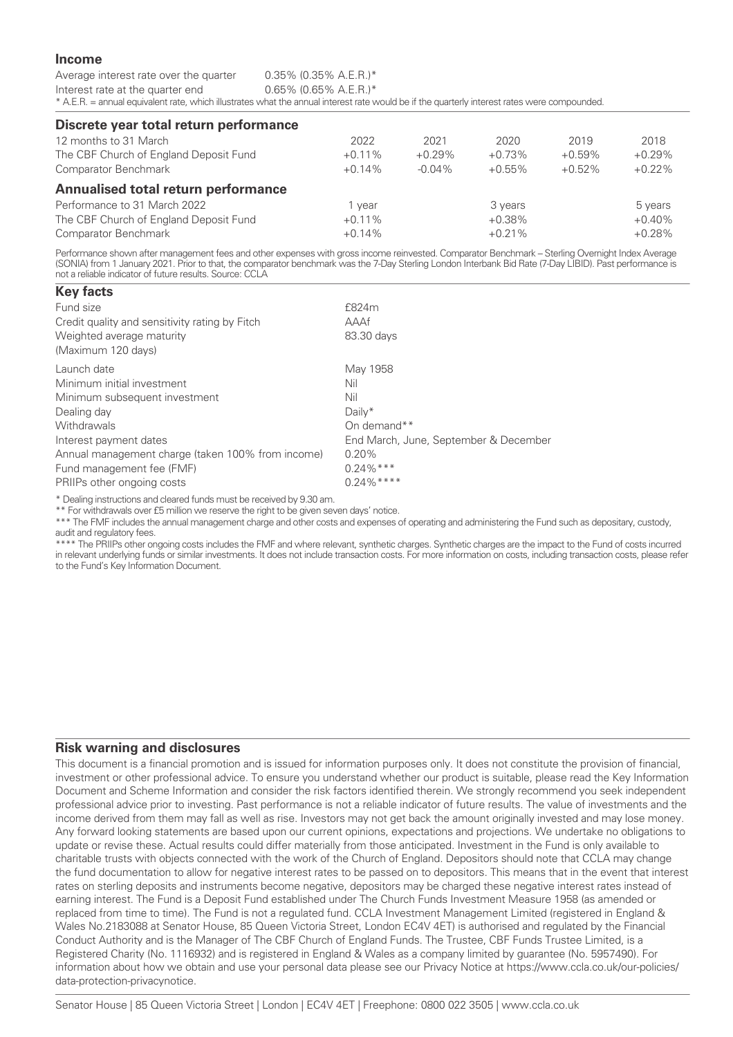## Income

| | |
|---|---|
| Average interest rate over the quarter | 0.35% (0.35% A.E.R.)* |
| Interest rate at the quarter end | 0.65% (0.65% A.E.R.)* |

* A.E.R. = annual equivalent rate, which illustrates what the annual interest rate would be if the quarterly interest rates were compounded.

## Discrete year total return performance

| 12 months to 31 March | 2022 | 2021 | 2020 | 2019 | 2018 |
|---|---|---|---|---|---|
| The CBF Church of England Deposit Fund | +0.11% | +0.29% | +0.73% | +0.59% | +0.29% |
| Comparator Benchmark | +0.14% | -0.04% | +0.55% | +0.52% | +0.22% |

## Annualised total return performance

| Performance to 31 March 2022 | 1 year | 3 years | 5 years |
|---|---|---|---|
| The CBF Church of England Deposit Fund | +0.11% | +0.38% | +0.40% |
| Comparator Benchmark | +0.14% | +0.21% | +0.28% |

Performance shown after management fees and other expenses with gross income reinvested. Comparator Benchmark – Sterling Overnight Index Average (SONIA) from 1 January 2021. Prior to that, the comparator benchmark was the 7-Day Sterling London Interbank Bid Rate (7-Day LIBID). Past performance is not a reliable indicator of future results. Source: CCLA

## Key facts

| | |
|---|---|
| Fund size | £824m |
| Credit quality and sensitivity rating by Fitch | AAAf |
| Weighted average maturity (Maximum 120 days) | 83.30 days |
| Launch date | May 1958 |
| Minimum initial investment | Nil |
| Minimum subsequent investment | Nil |
| Dealing day | Daily* |
| Withdrawals | On demand** |
| Interest payment dates | End March, June, September & December |
| Annual management charge (taken 100% from income) | 0.20% |
| Fund management fee (FMF) | 0.24%*** |
| PRIIPs other ongoing costs | 0.24%**** |

* Dealing instructions and cleared funds must be received by 9.30 am.

** For withdrawals over £5 million we reserve the right to be given seven days' notice.

*** The FMF includes the annual management charge and other costs and expenses of operating and administering the Fund such as depositary, custody, audit and regulatory fees.

**** The PRIIPs other ongoing costs includes the FMF and where relevant, synthetic charges. Synthetic charges are the impact to the Fund of costs incurred in relevant underlying funds or similar investments. It does not include transaction costs. For more information on costs, including transaction costs, please refer to the Fund's Key Information Document.

## Risk warning and disclosures

This document is a financial promotion and is issued for information purposes only. It does not constitute the provision of financial, investment or other professional advice. To ensure you understand whether our product is suitable, please read the Key Information Document and Scheme Information and consider the risk factors identified therein. We strongly recommend you seek independent professional advice prior to investing. Past performance is not a reliable indicator of future results. The value of investments and the income derived from them may fall as well as rise. Investors may not get back the amount originally invested and may lose money. Any forward looking statements are based upon our current opinions, expectations and projections. We undertake no obligations to update or revise these. Actual results could differ materially from those anticipated. Investment in the Fund is only available to charitable trusts with objects connected with the work of the Church of England. Depositors should note that CCLA may change the fund documentation to allow for negative interest rates to be passed on to depositors. This means that in the event that interest rates on sterling deposits and instruments become negative, depositors may be charged these negative interest rates instead of earning interest. The Fund is a Deposit Fund established under The Church Funds Investment Measure 1958 (as amended or replaced from time to time). The Fund is not a regulated fund. CCLA Investment Management Limited (registered in England & Wales No.2183088 at Senator House, 85 Queen Victoria Street, London EC4V 4ET) is authorised and regulated by the Financial Conduct Authority and is the Manager of The CBF Church of England Funds. The Trustee, CBF Funds Trustee Limited, is a Registered Charity (No. 1116932) and is registered in England & Wales as a company limited by guarantee (No. 5957490). For information about how we obtain and use your personal data please see our Privacy Notice at https://www.ccla.co.uk/our-policies/data-protection-privacynotice.

Senator House | 85 Queen Victoria Street | London | EC4V 4ET | Freephone: 0800 022 3505 | www.ccla.co.uk